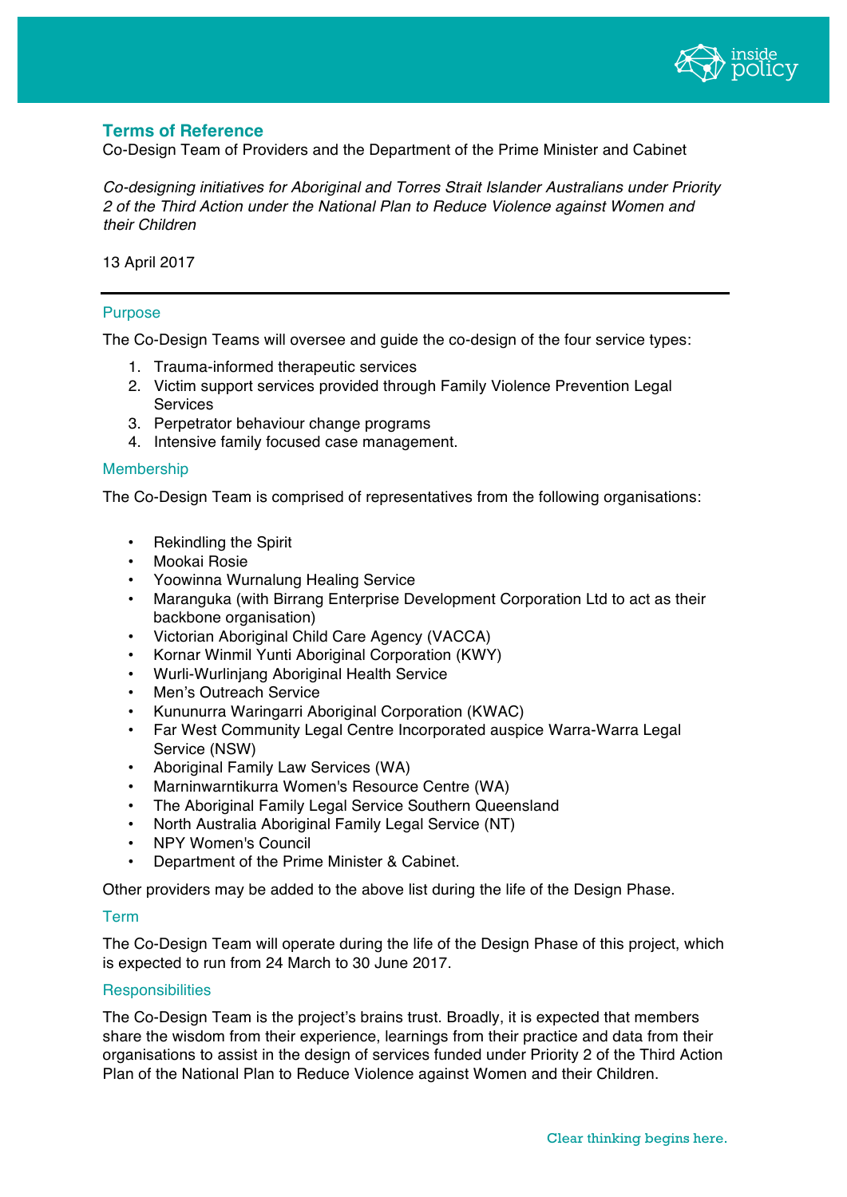## Terms of Reference

Co-Design Team of Providers and the Department of the Prime Minister and Cabinet

*Co-designing initiatives for Aboriginal and Torres Strait Islander Australians under Priority 2 of the Third Action under the National Plan to Reduce Violence against Women and their Children*

13 April 2017

---

### Purpose

The Co-Design Teams will oversee and guide the co-design of the four service types:

1. Trauma-informed therapeutic services
2. Victim support services provided through Family Violence Prevention Legal Services
3. Perpetrator behaviour change programs
4. Intensive family focused case management.

### Membership

The Co-Design Team is comprised of representatives from the following organisations:

- Rekindling the Spirit
- Mookai Rosie
- Yoowinna Wurnalung Healing Service
- Maranguka (with Birrang Enterprise Development Corporation Ltd to act as their backbone organisation)
- Victorian Aboriginal Child Care Agency (VACCA)
- Kornar Winmil Yunti Aboriginal Corporation (KWY)
- Wurli-Wurlinjang Aboriginal Health Service
- Men's Outreach Service
- Kununurra Waringarri Aboriginal Corporation (KWAC)
- Far West Community Legal Centre Incorporated auspice Warra-Warra Legal Service (NSW)
- Aboriginal Family Law Services (WA)
- Marninwarntikurra Women's Resource Centre (WA)
- The Aboriginal Family Legal Service Southern Queensland
- North Australia Aboriginal Family Legal Service (NT)
- NPY Women's Council
- Department of the Prime Minister & Cabinet.

Other providers may be added to the above list during the life of the Design Phase.

### Term

The Co-Design Team will operate during the life of the Design Phase of this project, which is expected to run from 24 March to 30 June 2017.

### Responsibilities

The Co-Design Team is the project's brains trust. Broadly, it is expected that members share the wisdom from their experience, learnings from their practice and data from their organisations to assist in the design of services funded under Priority 2 of the Third Action Plan of the National Plan to Reduce Violence against Women and their Children.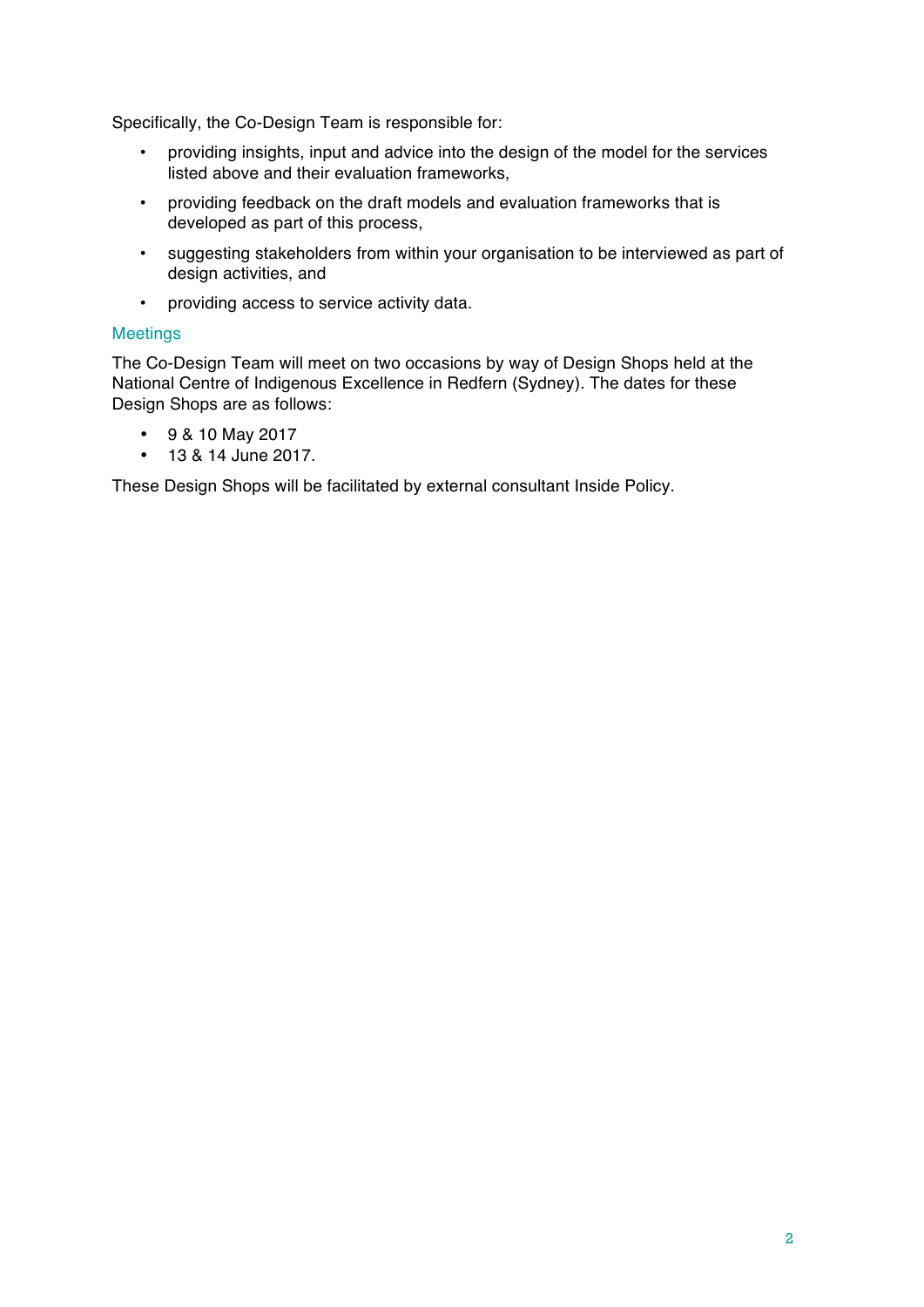Specifically, the Co-Design Team is responsible for:

- providing insights, input and advice into the design of the model for the services listed above and their evaluation frameworks,
- providing feedback on the draft models and evaluation frameworks that is developed as part of this process,
- suggesting stakeholders from within your organisation to be interviewed as part of design activities, and
- providing access to service activity data.

## Meetings

The Co-Design Team will meet on two occasions by way of Design Shops held at the National Centre of Indigenous Excellence in Redfern (Sydney). The dates for these Design Shops are as follows:

- 9 & 10 May 2017
- 13 & 14 June 2017.

These Design Shops will be facilitated by external consultant Inside Policy.